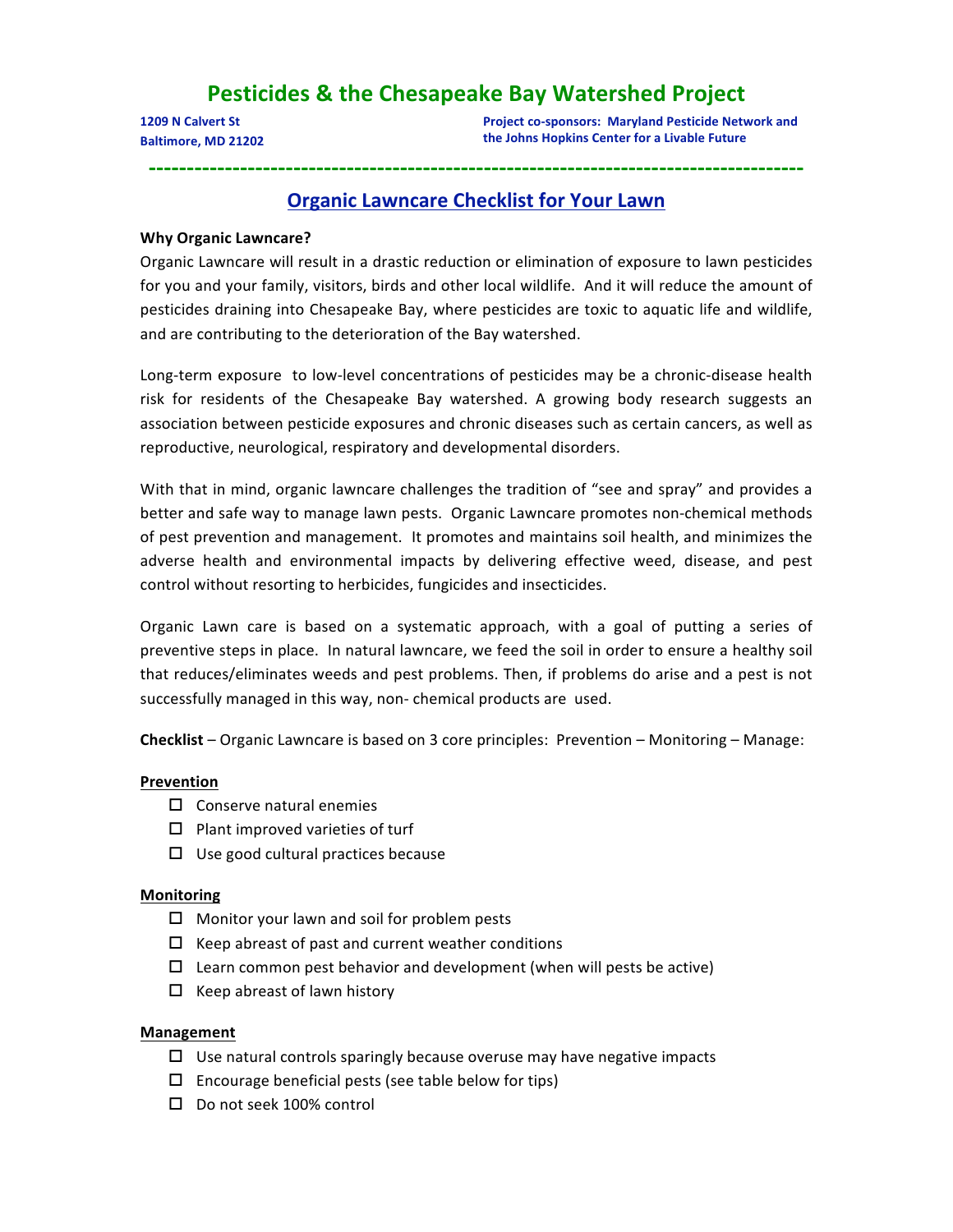# Pesticides & the Chesapeake Bay Watershed Project

1209 N Calvert St
Baltimore, MD 21202

Project co-sponsors: Maryland Pesticide Network and the Johns Hopkins Center for a Livable Future

---

## Organic Lawncare Checklist for Your Lawn

**Why Organic Lawncare?**

Organic Lawncare will result in a drastic reduction or elimination of exposure to lawn pesticides for you and your family, visitors, birds and other local wildlife. And it will reduce the amount of pesticides draining into Chesapeake Bay, where pesticides are toxic to aquatic life and wildlife, and are contributing to the deterioration of the Bay watershed.

Long-term exposure to low-level concentrations of pesticides may be a chronic-disease health risk for residents of the Chesapeake Bay watershed. A growing body research suggests an association between pesticide exposures and chronic diseases such as certain cancers, as well as reproductive, neurological, respiratory and developmental disorders.

With that in mind, organic lawncare challenges the tradition of "see and spray" and provides a better and safe way to manage lawn pests. Organic Lawncare promotes non-chemical methods of pest prevention and management. It promotes and maintains soil health, and minimizes the adverse health and environmental impacts by delivering effective weed, disease, and pest control without resorting to herbicides, fungicides and insecticides.

Organic Lawn care is based on a systematic approach, with a goal of putting a series of preventive steps in place. In natural lawncare, we feed the soil in order to ensure a healthy soil that reduces/eliminates weeds and pest problems. Then, if problems do arise and a pest is not successfully managed in this way, non- chemical products are used.

**Checklist** – Organic Lawncare is based on 3 core principles: Prevention – Monitoring – Manage:

**Prevention**

- ☐ Conserve natural enemies
- ☐ Plant improved varieties of turf
- ☐ Use good cultural practices because

**Monitoring**

- ☐ Monitor your lawn and soil for problem pests
- ☐ Keep abreast of past and current weather conditions
- ☐ Learn common pest behavior and development (when will pests be active)
- ☐ Keep abreast of lawn history

**Management**

- ☐ Use natural controls sparingly because overuse may have negative impacts
- ☐ Encourage beneficial pests (see table below for tips)
- ☐ Do not seek 100% control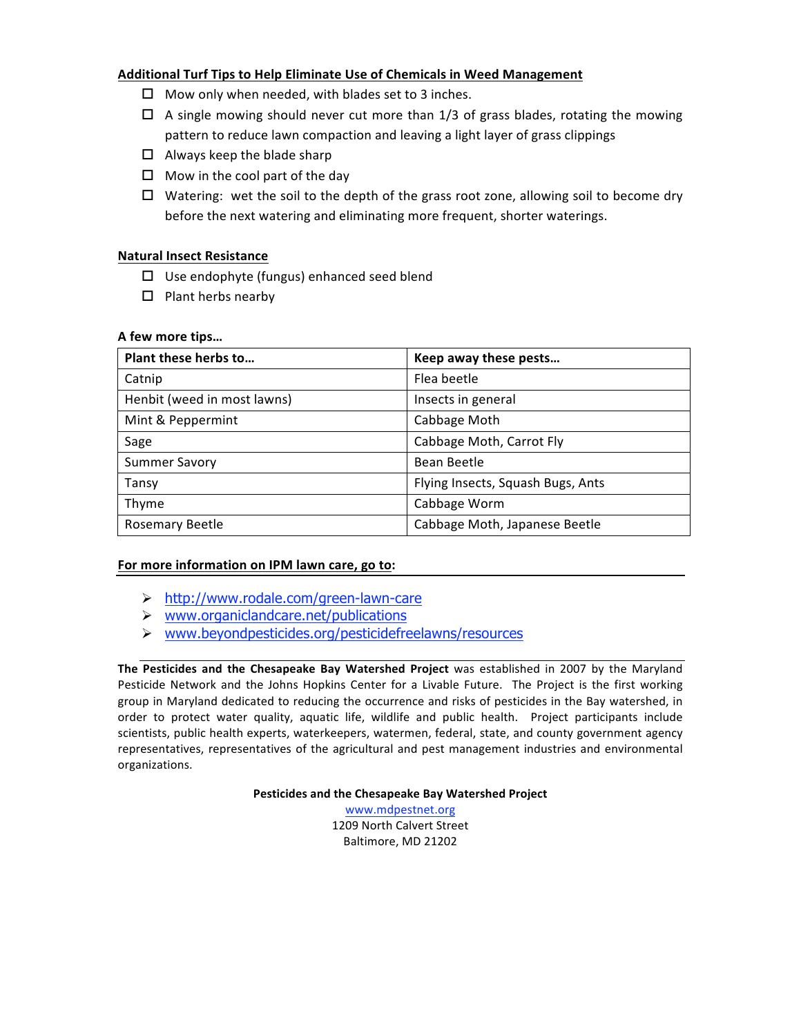**Additional Turf Tips to Help Eliminate Use of Chemicals in Weed Management**

- ☐ Mow only when needed, with blades set to 3 inches.
- ☐ A single mowing should never cut more than 1/3 of grass blades, rotating the mowing pattern to reduce lawn compaction and leaving a light layer of grass clippings
- ☐ Always keep the blade sharp
- ☐ Mow in the cool part of the day
- ☐ Watering: wet the soil to the depth of the grass root zone, allowing soil to become dry before the next watering and eliminating more frequent, shorter waterings.

**Natural Insect Resistance**

- ☐ Use endophyte (fungus) enhanced seed blend
- ☐ Plant herbs nearby

**A few more tips…**

| Plant these herbs to… | Keep away these pests… |
|---|---|
| Catnip | Flea beetle |
| Henbit (weed in most lawns) | Insects in general |
| Mint & Peppermint | Cabbage Moth |
| Sage | Cabbage Moth, Carrot Fly |
| Summer Savory | Bean Beetle |
| Tansy | Flying Insects, Squash Bugs, Ants |
| Thyme | Cabbage Worm |
| Rosemary Beetle | Cabbage Moth, Japanese Beetle |

**For more information on IPM lawn care, go to:**

- http://www.rodale.com/green-lawn-care
- www.organiclandcare.net/publications
- www.beyondpesticides.org/pesticidefreelawns/resources

---

**The Pesticides and the Chesapeake Bay Watershed Project** was established in 2007 by the Maryland Pesticide Network and the Johns Hopkins Center for a Livable Future. The Project is the first working group in Maryland dedicated to reducing the occurrence and risks of pesticides in the Bay watershed, in order to protect water quality, aquatic life, wildlife and public health. Project participants include scientists, public health experts, waterkeepers, watermen, federal, state, and county government agency representatives, representatives of the agricultural and pest management industries and environmental organizations.

**Pesticides and the Chesapeake Bay Watershed Project**
www.mdpestnet.org
1209 North Calvert Street
Baltimore, MD 21202